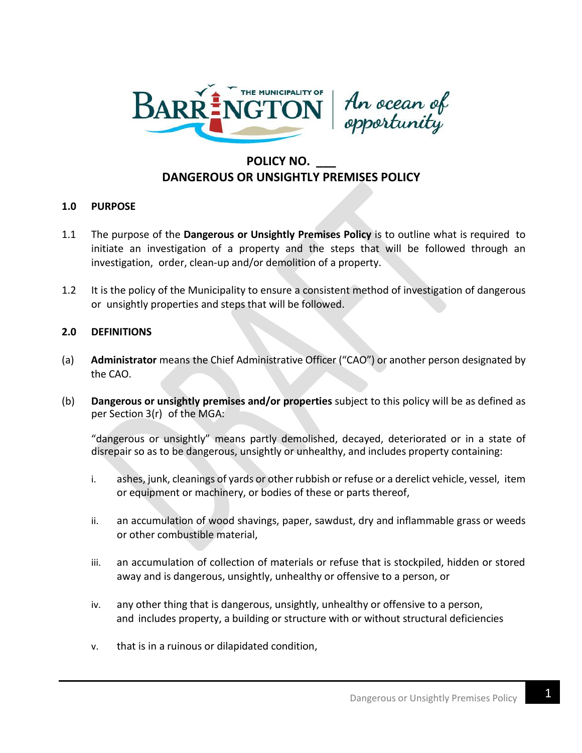# POLICY NO. ___
# DANGEROUS OR UNSIGHTLY PREMISES POLICY

## 1.0 PURPOSE

1.1 The purpose of the **Dangerous or Unsightly Premises Policy** is to outline what is required to initiate an investigation of a property and the steps that will be followed through an investigation, order, clean-up and/or demolition of a property.

1.2 It is the policy of the Municipality to ensure a consistent method of investigation of dangerous or unsightly properties and steps that will be followed.

## 2.0 DEFINITIONS

(a) **Administrator** means the Chief Administrative Officer ("CAO") or another person designated by the CAO.

(b) **Dangerous or unsightly premises and/or properties** subject to this policy will be as defined as per Section 3(r) of the MGA:

"dangerous or unsightly" means partly demolished, decayed, deteriorated or in a state of disrepair so as to be dangerous, unsightly or unhealthy, and includes property containing:

i. ashes, junk, cleanings of yards or other rubbish or refuse or a derelict vehicle, vessel, item or equipment or machinery, or bodies of these or parts thereof,

ii. an accumulation of wood shavings, paper, sawdust, dry and inflammable grass or weeds or other combustible material,

iii. an accumulation of collection of materials or refuse that is stockpiled, hidden or stored away and is dangerous, unsightly, unhealthy or offensive to a person, or

iv. any other thing that is dangerous, unsightly, unhealthy or offensive to a person, and includes property, a building or structure with or without structural deficiencies

v. that is in a ruinous or dilapidated condition,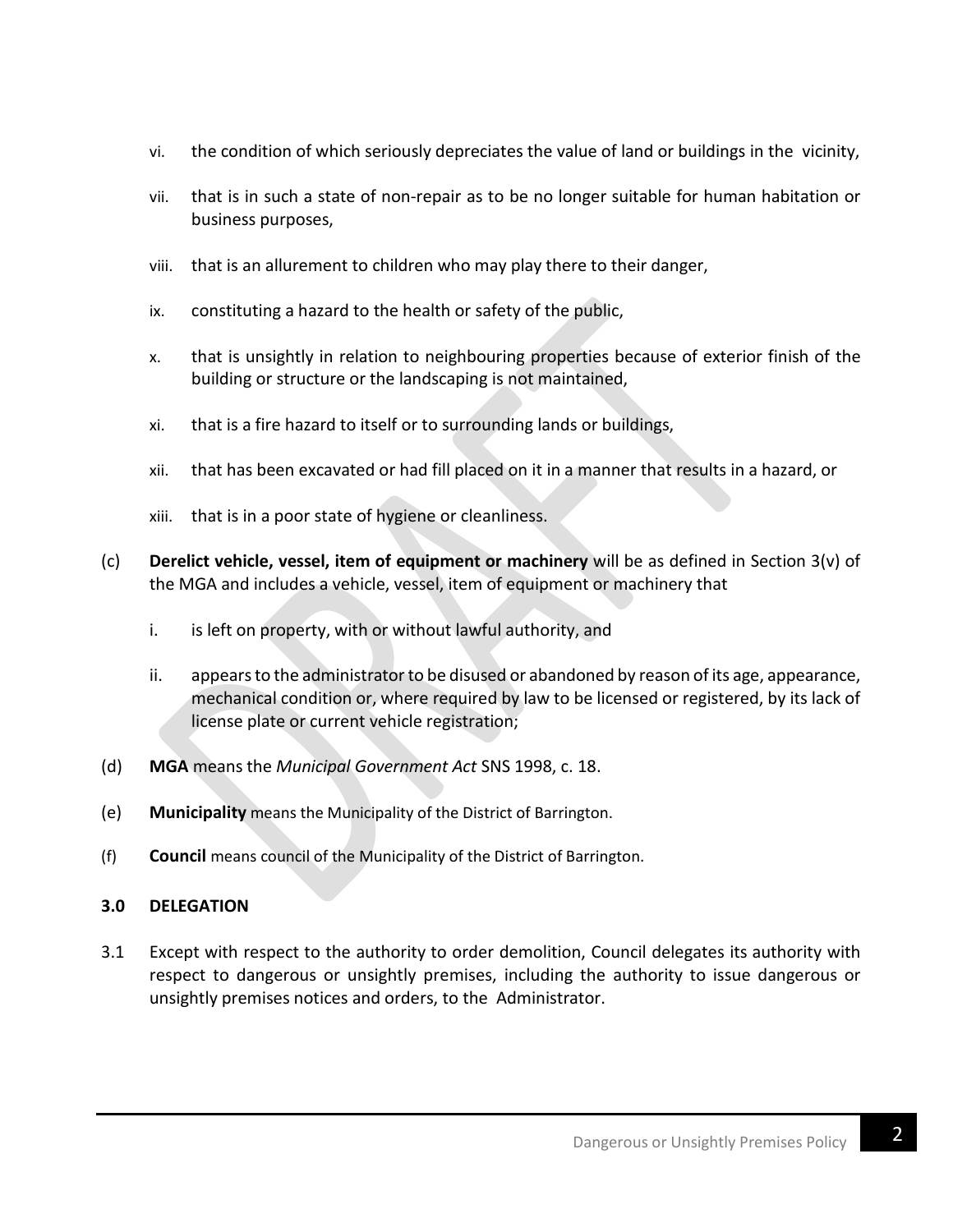vi. the condition of which seriously depreciates the value of land or buildings in the vicinity,

vii. that is in such a state of non-repair as to be no longer suitable for human habitation or business purposes,

viii. that is an allurement to children who may play there to their danger,

ix. constituting a hazard to the health or safety of the public,

x. that is unsightly in relation to neighbouring properties because of exterior finish of the building or structure or the landscaping is not maintained,

xi. that is a fire hazard to itself or to surrounding lands or buildings,

xii. that has been excavated or had fill placed on it in a manner that results in a hazard, or

xiii. that is in a poor state of hygiene or cleanliness.

(c) **Derelict vehicle, vessel, item of equipment or machinery** will be as defined in Section 3(v) of the MGA and includes a vehicle, vessel, item of equipment or machinery that

i. is left on property, with or without lawful authority, and

ii. appears to the administrator to be disused or abandoned by reason of its age, appearance, mechanical condition or, where required by law to be licensed or registered, by its lack of license plate or current vehicle registration;

(d) **MGA** means the *Municipal Government Act* SNS 1998, c. 18.

(e) **Municipality** means the Municipality of the District of Barrington.

(f) **Council** means council of the Municipality of the District of Barrington.

## 3.0 DELEGATION

3.1 Except with respect to the authority to order demolition, Council delegates its authority with respect to dangerous or unsightly premises, including the authority to issue dangerous or unsightly premises notices and orders, to the Administrator.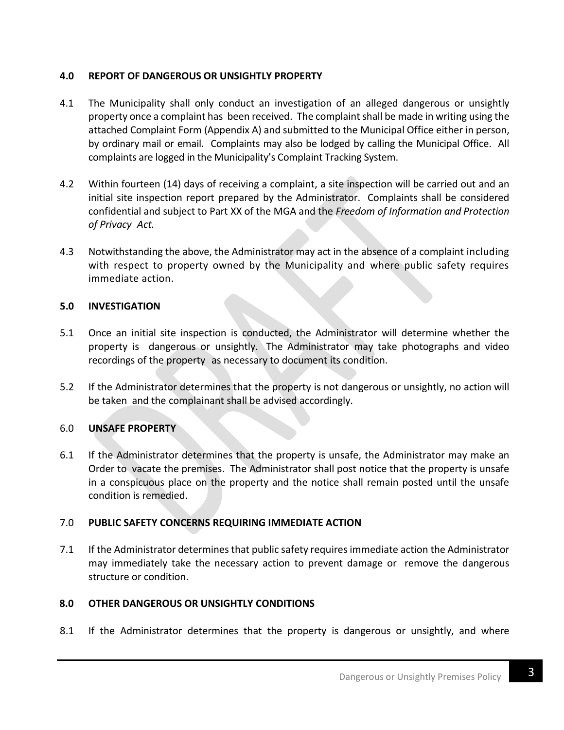## 4.0 REPORT OF DANGEROUS OR UNSIGHTLY PROPERTY

4.1 The Municipality shall only conduct an investigation of an alleged dangerous or unsightly property once a complaint has been received. The complaint shall be made in writing using the attached Complaint Form (Appendix A) and submitted to the Municipal Office either in person, by ordinary mail or email. Complaints may also be lodged by calling the Municipal Office. All complaints are logged in the Municipality's Complaint Tracking System.

4.2 Within fourteen (14) days of receiving a complaint, a site inspection will be carried out and an initial site inspection report prepared by the Administrator. Complaints shall be considered confidential and subject to Part XX of the MGA and the *Freedom of Information and Protection of Privacy Act.*

4.3 Notwithstanding the above, the Administrator may act in the absence of a complaint including with respect to property owned by the Municipality and where public safety requires immediate action.

## 5.0 INVESTIGATION

5.1 Once an initial site inspection is conducted, the Administrator will determine whether the property is dangerous or unsightly. The Administrator may take photographs and video recordings of the property as necessary to document its condition.

5.2 If the Administrator determines that the property is not dangerous or unsightly, no action will be taken and the complainant shall be advised accordingly.

## 6.0 UNSAFE PROPERTY

6.1 If the Administrator determines that the property is unsafe, the Administrator may make an Order to vacate the premises. The Administrator shall post notice that the property is unsafe in a conspicuous place on the property and the notice shall remain posted until the unsafe condition is remedied.

## 7.0 PUBLIC SAFETY CONCERNS REQUIRING IMMEDIATE ACTION

7.1 If the Administrator determines that public safety requires immediate action the Administrator may immediately take the necessary action to prevent damage or remove the dangerous structure or condition.

## 8.0 OTHER DANGEROUS OR UNSIGHTLY CONDITIONS

8.1 If the Administrator determines that the property is dangerous or unsightly, and where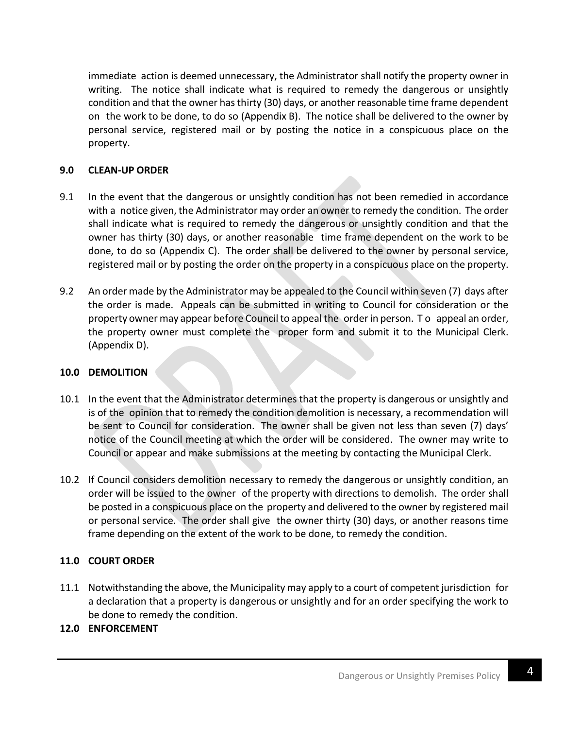immediate action is deemed unnecessary, the Administrator shall notify the property owner in writing. The notice shall indicate what is required to remedy the dangerous or unsightly condition and that the owner has thirty (30) days, or another reasonable time frame dependent on the work to be done, to do so (Appendix B). The notice shall be delivered to the owner by personal service, registered mail or by posting the notice in a conspicuous place on the property.

## 9.0 CLEAN-UP ORDER

9.1 In the event that the dangerous or unsightly condition has not been remedied in accordance with a notice given, the Administrator may order an owner to remedy the condition. The order shall indicate what is required to remedy the dangerous or unsightly condition and that the owner has thirty (30) days, or another reasonable time frame dependent on the work to be done, to do so (Appendix C). The order shall be delivered to the owner by personal service, registered mail or by posting the order on the property in a conspicuous place on the property.

9.2 An order made by the Administrator may be appealed to the Council within seven (7) days after the order is made. Appeals can be submitted in writing to Council for consideration or the property owner may appear before Council to appeal the order in person. To appeal an order, the property owner must complete the proper form and submit it to the Municipal Clerk. (Appendix D).

## 10.0 DEMOLITION

10.1 In the event that the Administrator determines that the property is dangerous or unsightly and is of the opinion that to remedy the condition demolition is necessary, a recommendation will be sent to Council for consideration. The owner shall be given not less than seven (7) days' notice of the Council meeting at which the order will be considered. The owner may write to Council or appear and make submissions at the meeting by contacting the Municipal Clerk.

10.2 If Council considers demolition necessary to remedy the dangerous or unsightly condition, an order will be issued to the owner of the property with directions to demolish. The order shall be posted in a conspicuous place on the property and delivered to the owner by registered mail or personal service. The order shall give the owner thirty (30) days, or another reasons time frame depending on the extent of the work to be done, to remedy the condition.

## 11.0 COURT ORDER

11.1 Notwithstanding the above, the Municipality may apply to a court of competent jurisdiction for a declaration that a property is dangerous or unsightly and for an order specifying the work to be done to remedy the condition.

## 12.0 ENFORCEMENT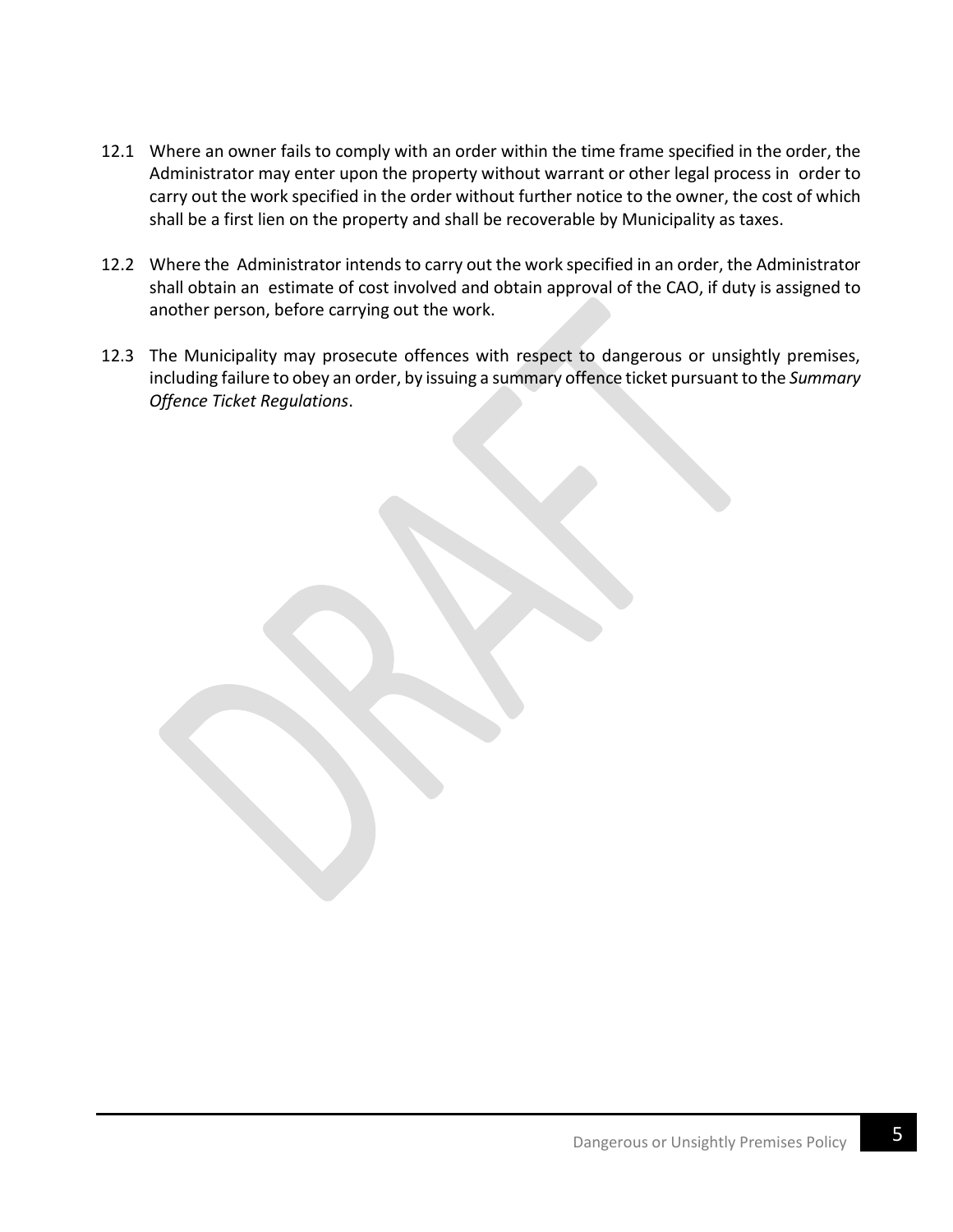12.1 Where an owner fails to comply with an order within the time frame specified in the order, the Administrator may enter upon the property without warrant or other legal process in order to carry out the work specified in the order without further notice to the owner, the cost of which shall be a first lien on the property and shall be recoverable by Municipality as taxes.

12.2 Where the Administrator intends to carry out the work specified in an order, the Administrator shall obtain an estimate of cost involved and obtain approval of the CAO, if duty is assigned to another person, before carrying out the work.

12.3 The Municipality may prosecute offences with respect to dangerous or unsightly premises, including failure to obey an order, by issuing a summary offence ticket pursuant to the *Summary Offence Ticket Regulations*.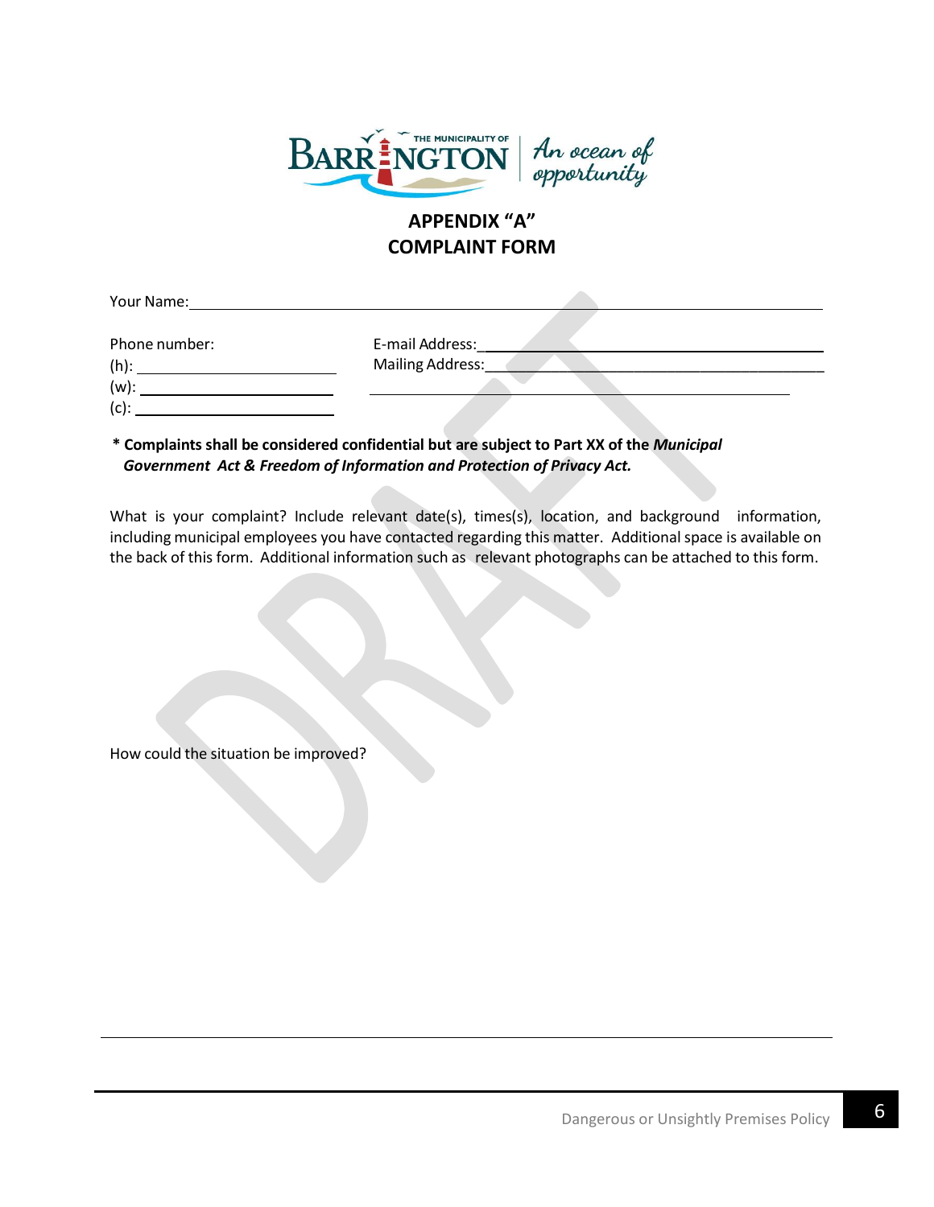# APPENDIX "A"
# COMPLAINT FORM

Your Name: ______________________________________________

Phone number:
(h): ______________________
(w): ______________________
(c): ______________________

E-mail Address: ______________________________________
Mailing Address: ______________________________________
______________________________________

**\* Complaints shall be considered confidential but are subject to Part XX of the *Municipal Government Act & Freedom of Information and Protection of Privacy Act.***

What is your complaint? Include relevant date(s), times(s), location, and background information, including municipal employees you have contacted regarding this matter. Additional space is available on the back of this form. Additional information such as relevant photographs can be attached to this form.

How could the situation be improved?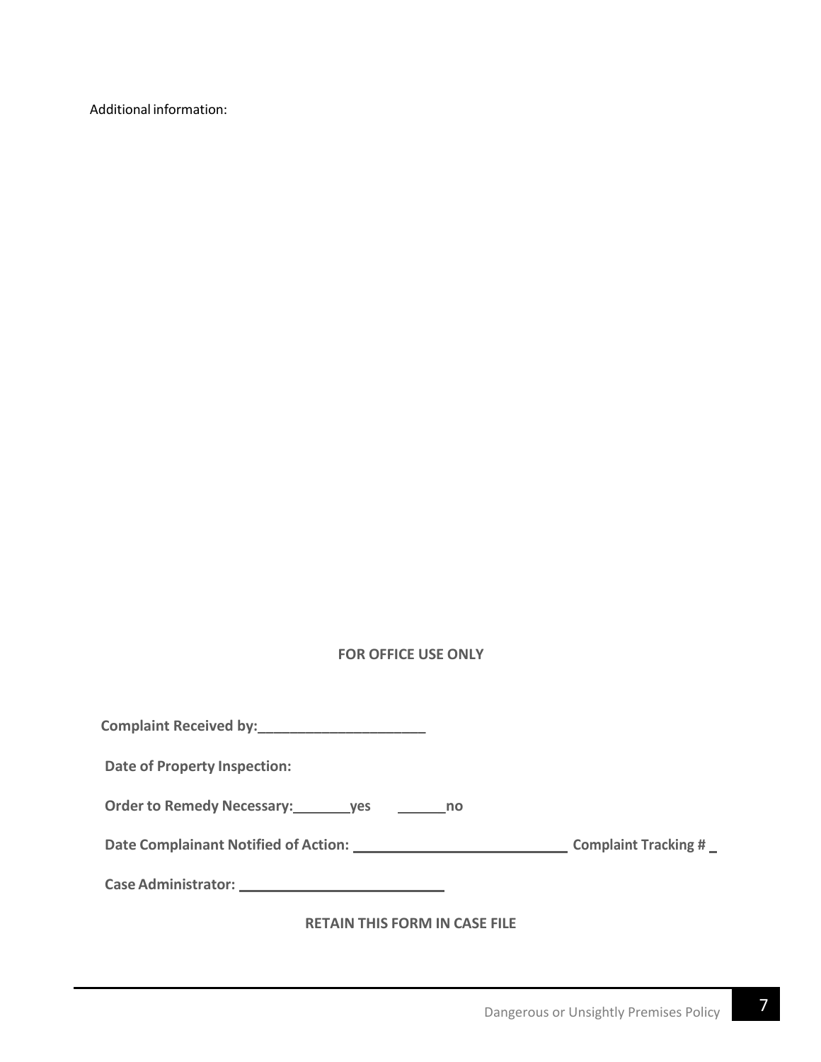Additional information:

**FOR OFFICE USE ONLY**

**Complaint Received by:______________________**

**Date of Property Inspection:**

**Order to Remedy Necessary:________yes _______no**

**Date Complainant Notified of Action: ___________________________ Complaint Tracking # _**

**Case Administrator: __________________________**

**RETAIN THIS FORM IN CASE FILE**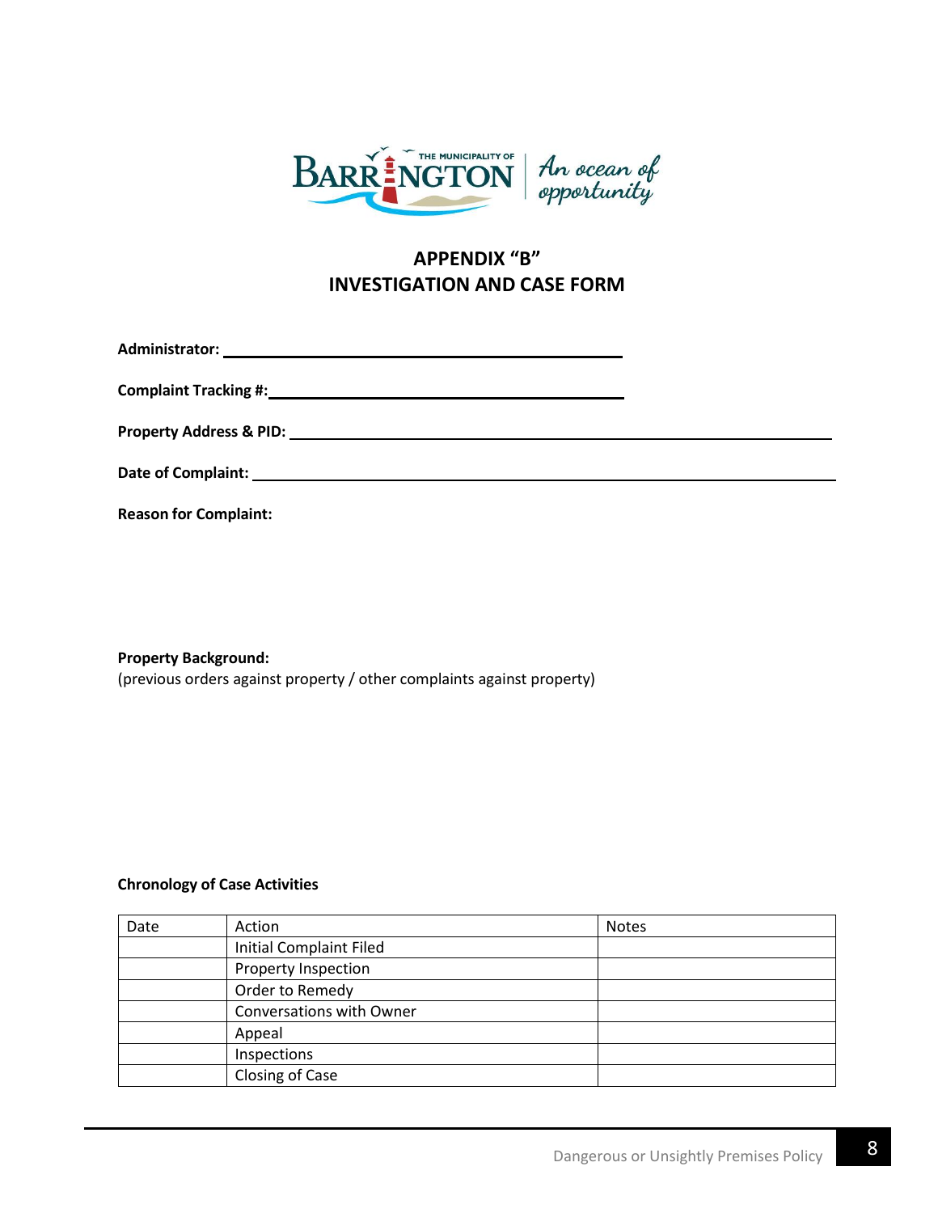## APPENDIX "B"
## INVESTIGATION AND CASE FORM

**Administrator:** ______________________________

**Complaint Tracking #:** ______________________________

**Property Address & PID:** ______________________________

**Date of Complaint:** ______________________________

**Reason for Complaint:**

**Property Background:**
(previous orders against property / other complaints against property)

**Chronology of Case Activities**

| Date | Action | Notes |
|---|---|---|
| | Initial Complaint Filed | |
| | Property Inspection | |
| | Order to Remedy | |
| | Conversations with Owner | |
| | Appeal | |
| | Inspections | |
| | Closing of Case | |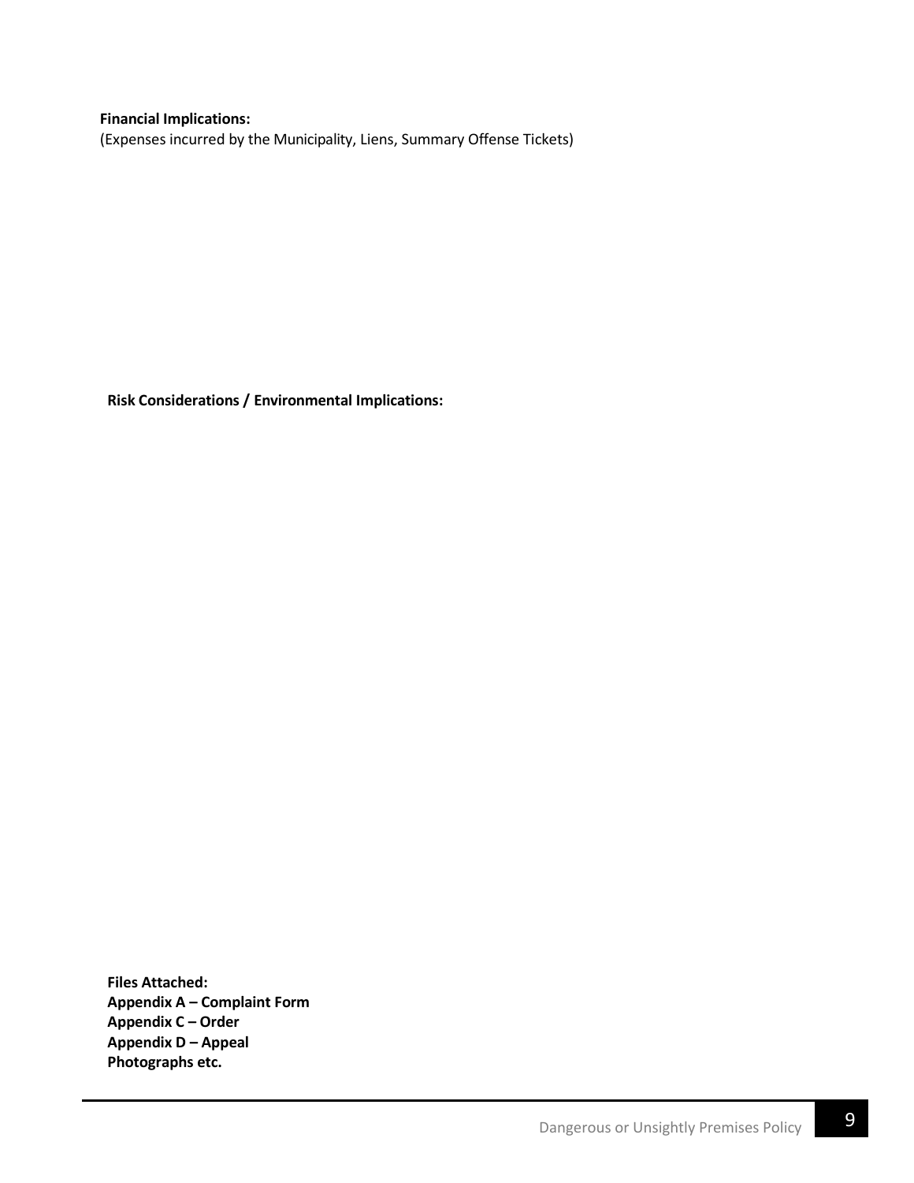**Financial Implications:**

(Expenses incurred by the Municipality, Liens, Summary Offense Tickets)

**Risk Considerations / Environmental Implications:**

**Files Attached:**
**Appendix A – Complaint Form**
**Appendix C – Order**
**Appendix D – Appeal**
**Photographs etc.**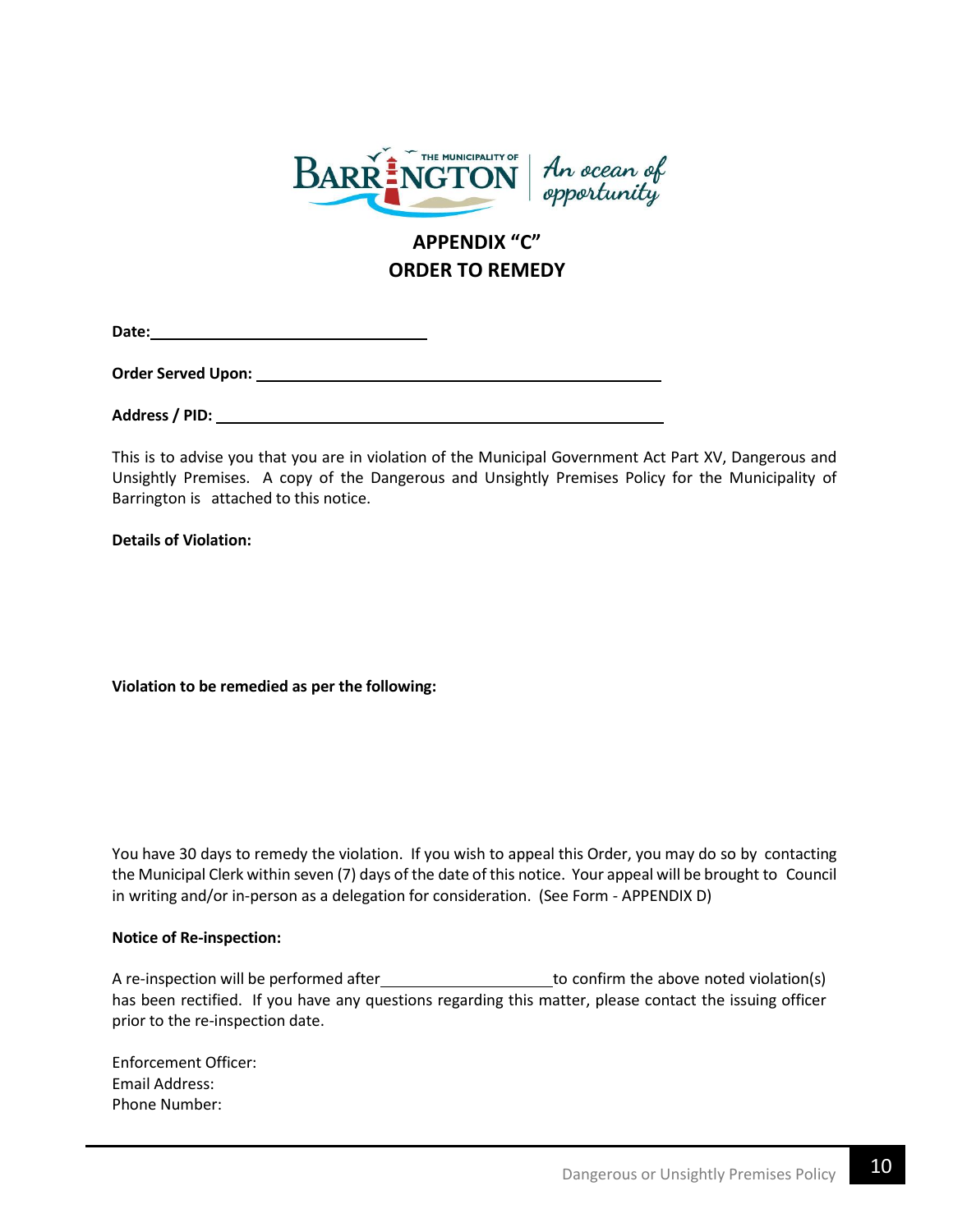# APPENDIX "C"
# ORDER TO REMEDY

**Date:** ____________________________

**Order Served Upon:** ____________________________________________

**Address / PID:** ________________________________________________

This is to advise you that you are in violation of the Municipal Government Act Part XV, Dangerous and Unsightly Premises. A copy of the Dangerous and Unsightly Premises Policy for the Municipality of Barrington is attached to this notice.

**Details of Violation:**

**Violation to be remedied as per the following:**

You have 30 days to remedy the violation. If you wish to appeal this Order, you may do so by contacting the Municipal Clerk within seven (7) days of the date of this notice. Your appeal will be brought to Council in writing and/or in-person as a delegation for consideration. (See Form - APPENDIX D)

**Notice of Re-inspection:**

A re-inspection will be performed after __________________ to confirm the above noted violation(s) has been rectified. If you have any questions regarding this matter, please contact the issuing officer prior to the re-inspection date.

Enforcement Officer:
Email Address:
Phone Number: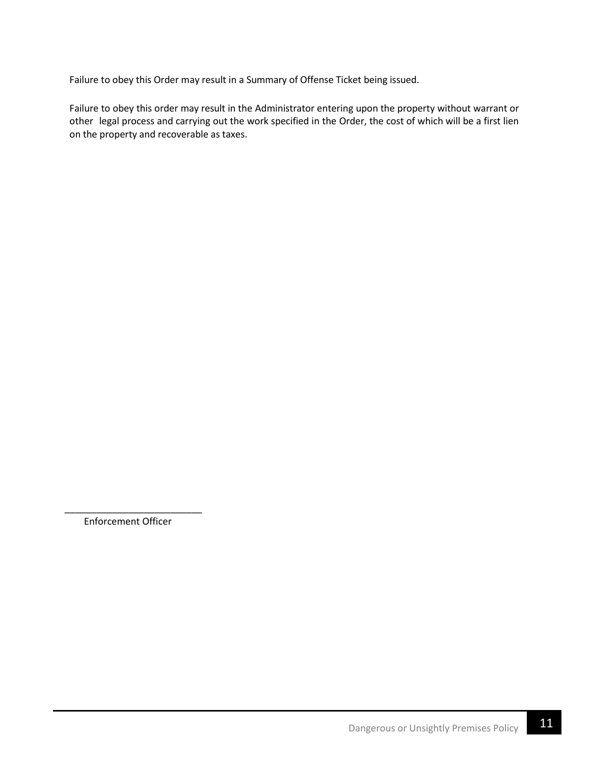Failure to obey this Order may result in a Summary of Offense Ticket being issued.

Failure to obey this order may result in the Administrator entering upon the property without warrant or other legal process and carrying out the work specified in the Order, the cost of which will be a first lien on the property and recoverable as taxes.

\_\_\_\_\_\_\_\_\_\_\_\_\_\_\_\_\_\_\_\_\_\_\_\_\_\_\_

Enforcement Officer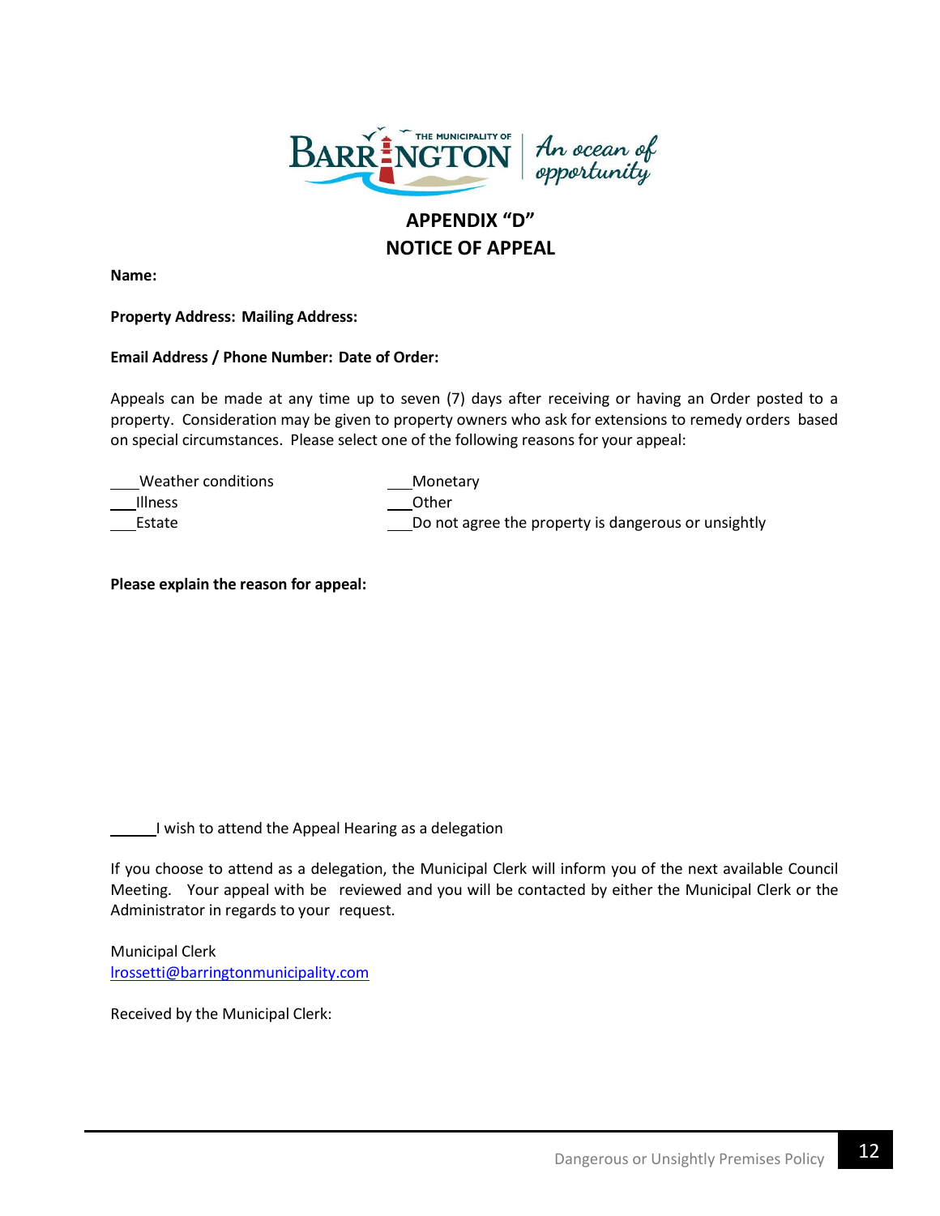## APPENDIX "D"
## NOTICE OF APPEAL

**Name:**

**Property Address: Mailing Address:**

**Email Address / Phone Number: Date of Order:**

Appeals can be made at any time up to seven (7) days after receiving or having an Order posted to a property. Consideration may be given to property owners who ask for extensions to remedy orders based on special circumstances. Please select one of the following reasons for your appeal:

___Weather conditions
___Illness
___Estate
___Monetary
___Other
___Do not agree the property is dangerous or unsightly

**Please explain the reason for appeal:**

______I wish to attend the Appeal Hearing as a delegation

If you choose to attend as a delegation, the Municipal Clerk will inform you of the next available Council Meeting. Your appeal with be reviewed and you will be contacted by either the Municipal Clerk or the Administrator in regards to your request.

Municipal Clerk
lrossetti@barringtonmunicipality.com

Received by the Municipal Clerk: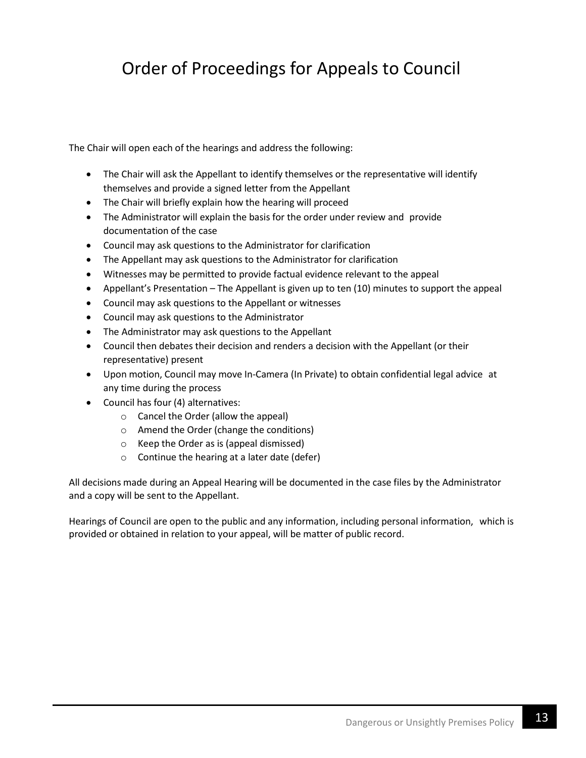# Order of Proceedings for Appeals to Council

The Chair will open each of the hearings and address the following:

- The Chair will ask the Appellant to identify themselves or the representative will identify themselves and provide a signed letter from the Appellant
- The Chair will briefly explain how the hearing will proceed
- The Administrator will explain the basis for the order under review and provide documentation of the case
- Council may ask questions to the Administrator for clarification
- The Appellant may ask questions to the Administrator for clarification
- Witnesses may be permitted to provide factual evidence relevant to the appeal
- Appellant's Presentation – The Appellant is given up to ten (10) minutes to support the appeal
- Council may ask questions to the Appellant or witnesses
- Council may ask questions to the Administrator
- The Administrator may ask questions to the Appellant
- Council then debates their decision and renders a decision with the Appellant (or their representative) present
- Upon motion, Council may move In-Camera (In Private) to obtain confidential legal advice at any time during the process
- Council has four (4) alternatives:
  - Cancel the Order (allow the appeal)
  - Amend the Order (change the conditions)
  - Keep the Order as is (appeal dismissed)
  - Continue the hearing at a later date (defer)

All decisions made during an Appeal Hearing will be documented in the case files by the Administrator and a copy will be sent to the Appellant.

Hearings of Council are open to the public and any information, including personal information, which is provided or obtained in relation to your appeal, will be matter of public record.